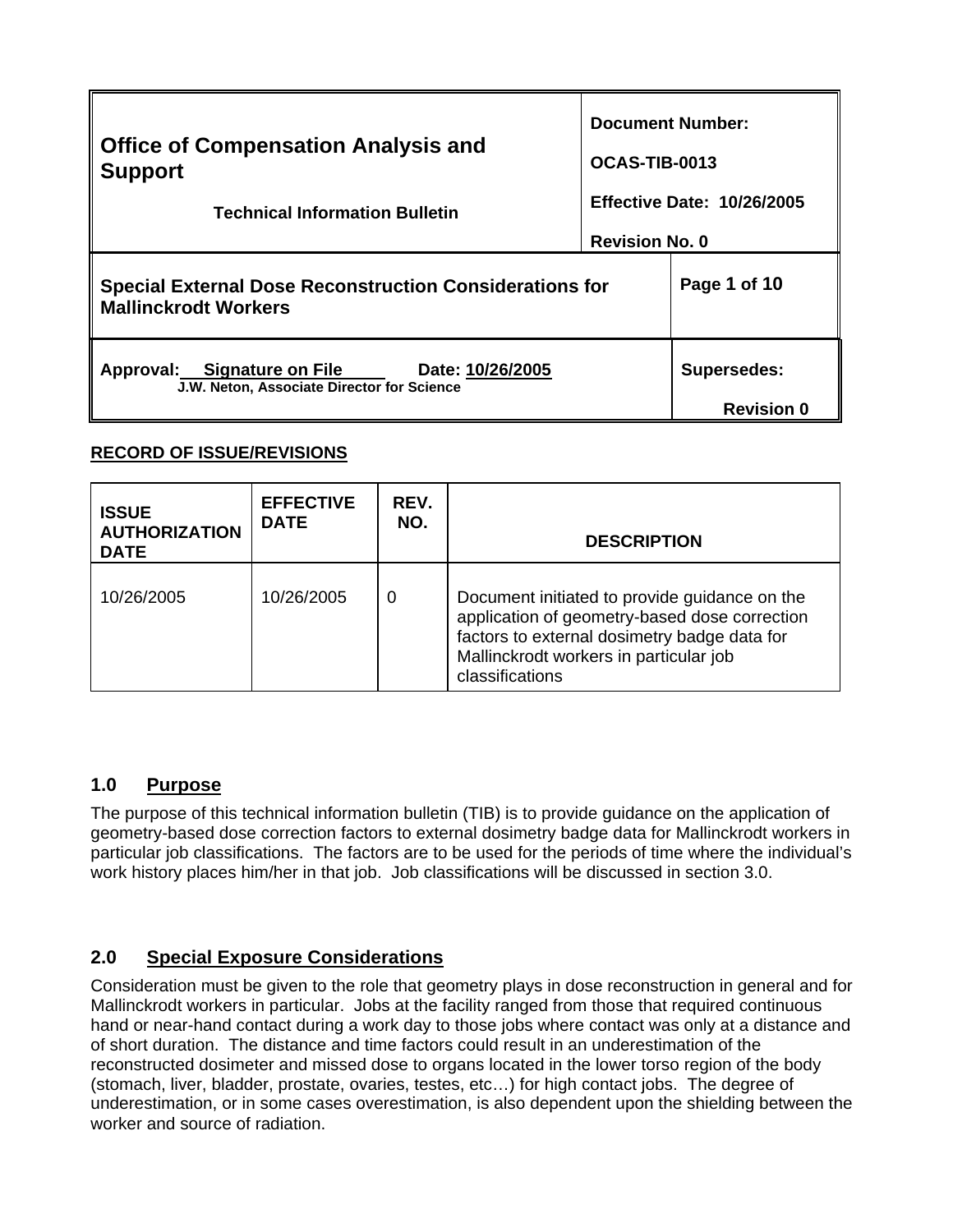| Office of Compensation Analysis and Support<br>Technical Information Bulletin | Document Number:<br>OCAS-TIB-0013<br>Effective Date: 10/26/2005<br>Revision No. 0 |
|---|---|
| **Special External Dose Reconstruction Considerations for Mallinckrodt Workers** | Page 1 of 10 |
| Approval: Signature on File Date: 10/26/2005<br>J.W. Neton, Associate Director for Science | Supersedes:<br>Revision 0 |

**RECORD OF ISSUE/REVISIONS**

| ISSUE AUTHORIZATION DATE | EFFECTIVE DATE | REV. NO. | DESCRIPTION |
|---|---|---|---|
| 10/26/2005 | 10/26/2005 | 0 | Document initiated to provide guidance on the application of geometry-based dose correction factors to external dosimetry badge data for Mallinckrodt workers in particular job classifications |

## 1.0 Purpose

The purpose of this technical information bulletin (TIB) is to provide guidance on the application of geometry-based dose correction factors to external dosimetry badge data for Mallinckrodt workers in particular job classifications. The factors are to be used for the periods of time where the individual's work history places him/her in that job. Job classifications will be discussed in section 3.0.

## 2.0 Special Exposure Considerations

Consideration must be given to the role that geometry plays in dose reconstruction in general and for Mallinckrodt workers in particular. Jobs at the facility ranged from those that required continuous hand or near-hand contact during a work day to those jobs where contact was only at a distance and of short duration. The distance and time factors could result in an underestimation of the reconstructed dosimeter and missed dose to organs located in the lower torso region of the body (stomach, liver, bladder, prostate, ovaries, testes, etc…) for high contact jobs. The degree of underestimation, or in some cases overestimation, is also dependent upon the shielding between the worker and source of radiation.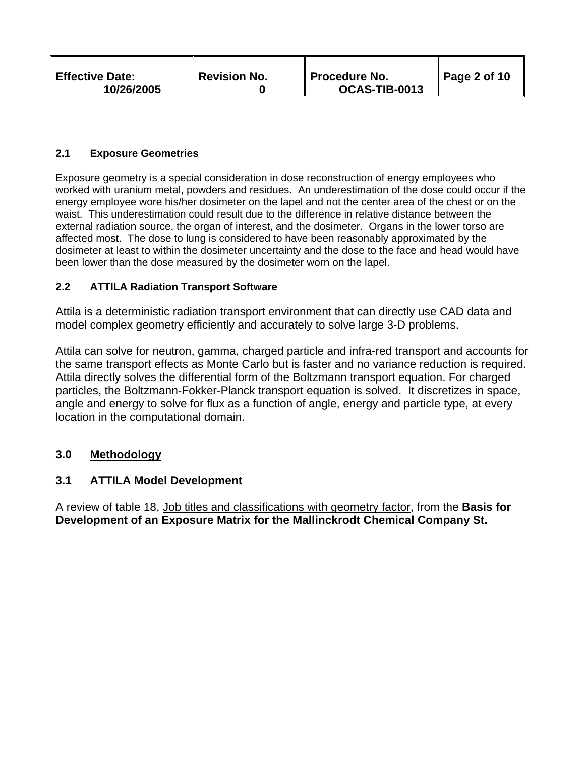### 2.1 Exposure Geometries

Exposure geometry is a special consideration in dose reconstruction of energy employees who worked with uranium metal, powders and residues. An underestimation of the dose could occur if the energy employee wore his/her dosimeter on the lapel and not the center area of the chest or on the waist. This underestimation could result due to the difference in relative distance between the external radiation source, the organ of interest, and the dosimeter. Organs in the lower torso are affected most. The dose to lung is considered to have been reasonably approximated by the dosimeter at least to within the dosimeter uncertainty and the dose to the face and head would have been lower than the dose measured by the dosimeter worn on the lapel.

### 2.2 ATTILA Radiation Transport Software

Attila is a deterministic radiation transport environment that can directly use CAD data and model complex geometry efficiently and accurately to solve large 3-D problems.

Attila can solve for neutron, gamma, charged particle and infra-red transport and accounts for the same transport effects as Monte Carlo but is faster and no variance reduction is required. Attila directly solves the differential form of the Boltzmann transport equation. For charged particles, the Boltzmann-Fokker-Planck transport equation is solved. It discretizes in space, angle and energy to solve for flux as a function of angle, energy and particle type, at every location in the computational domain.

## 3.0 Methodology

### 3.1 ATTILA Model Development

A review of table 18, Job titles and classifications with geometry factor, from the **Basis for Development of an Exposure Matrix for the Mallinckrodt Chemical Company St.**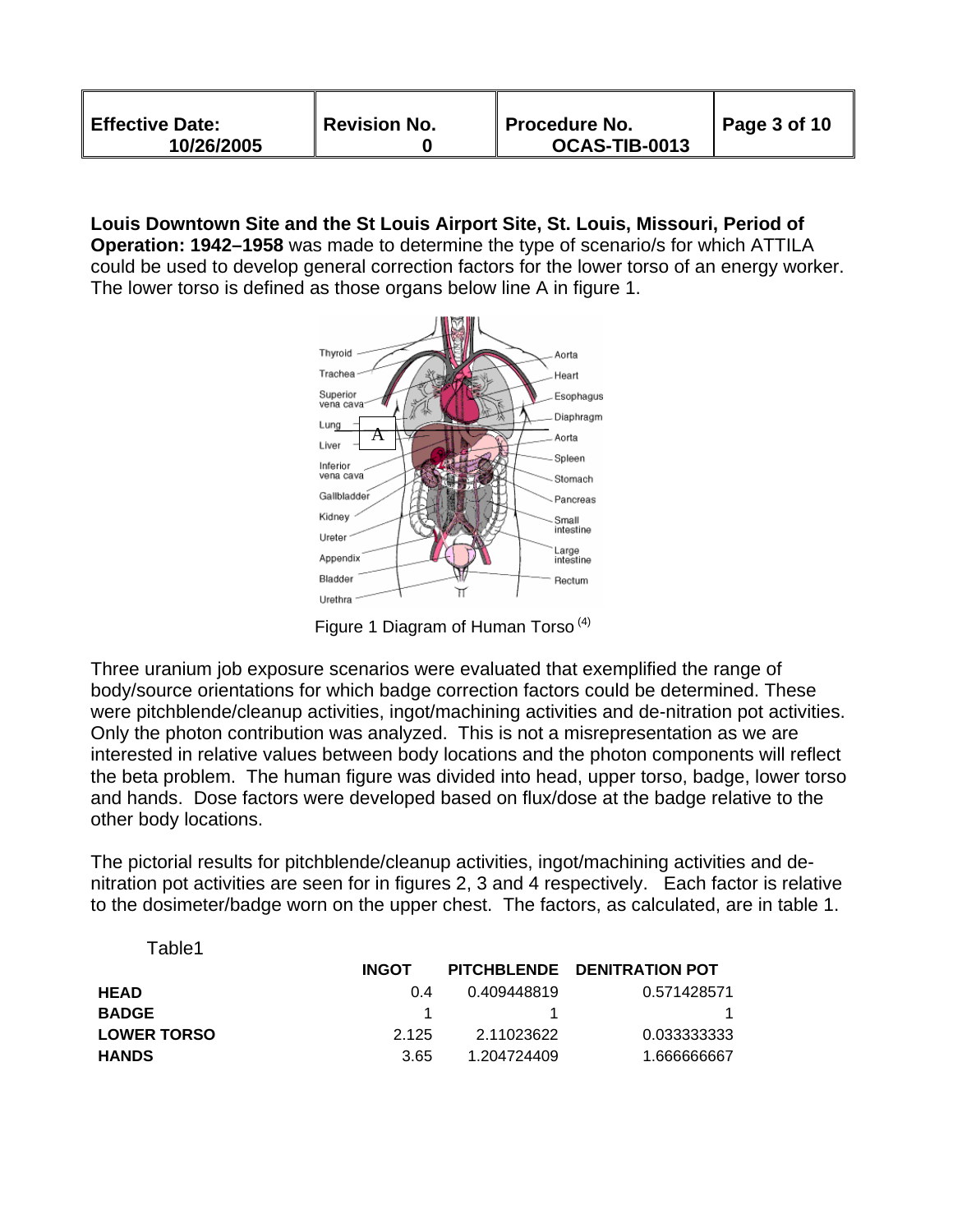**Louis Downtown Site and the St Louis Airport Site, St. Louis, Missouri, Period of Operation: 1942–1958** was made to determine the type of scenario/s for which ATTILA could be used to develop general correction factors for the lower torso of an energy worker. The lower torso is defined as those organs below line A in figure 1.

Figure 1 Diagram of Human Torso [4]

Three uranium job exposure scenarios were evaluated that exemplified the range of body/source orientations for which badge correction factors could be determined. These were pitchblende/cleanup activities, ingot/machining activities and de-nitration pot activities. Only the photon contribution was analyzed. This is not a misrepresentation as we are interested in relative values between body locations and the photon components will reflect the beta problem. The human figure was divided into head, upper torso, badge, lower torso and hands. Dose factors were developed based on flux/dose at the badge relative to the other body locations.

The pictorial results for pitchblende/cleanup activities, ingot/machining activities and de-nitration pot activities are seen for in figures 2, 3 and 4 respectively. Each factor is relative to the dosimeter/badge worn on the upper chest. The factors, as calculated, are in table 1.

Table1

| | INGOT | PITCHBLENDE | DENITRATION POT |
|---|---|---|---|
| **HEAD** | 0.4 | 0.409448819 | 0.571428571 |
| **BADGE** | 1 | 1 | 1 |
| **LOWER TORSO** | 2.125 | 2.11023622 | 0.033333333 |
| **HANDS** | 3.65 | 1.204724409 | 1.666666667 |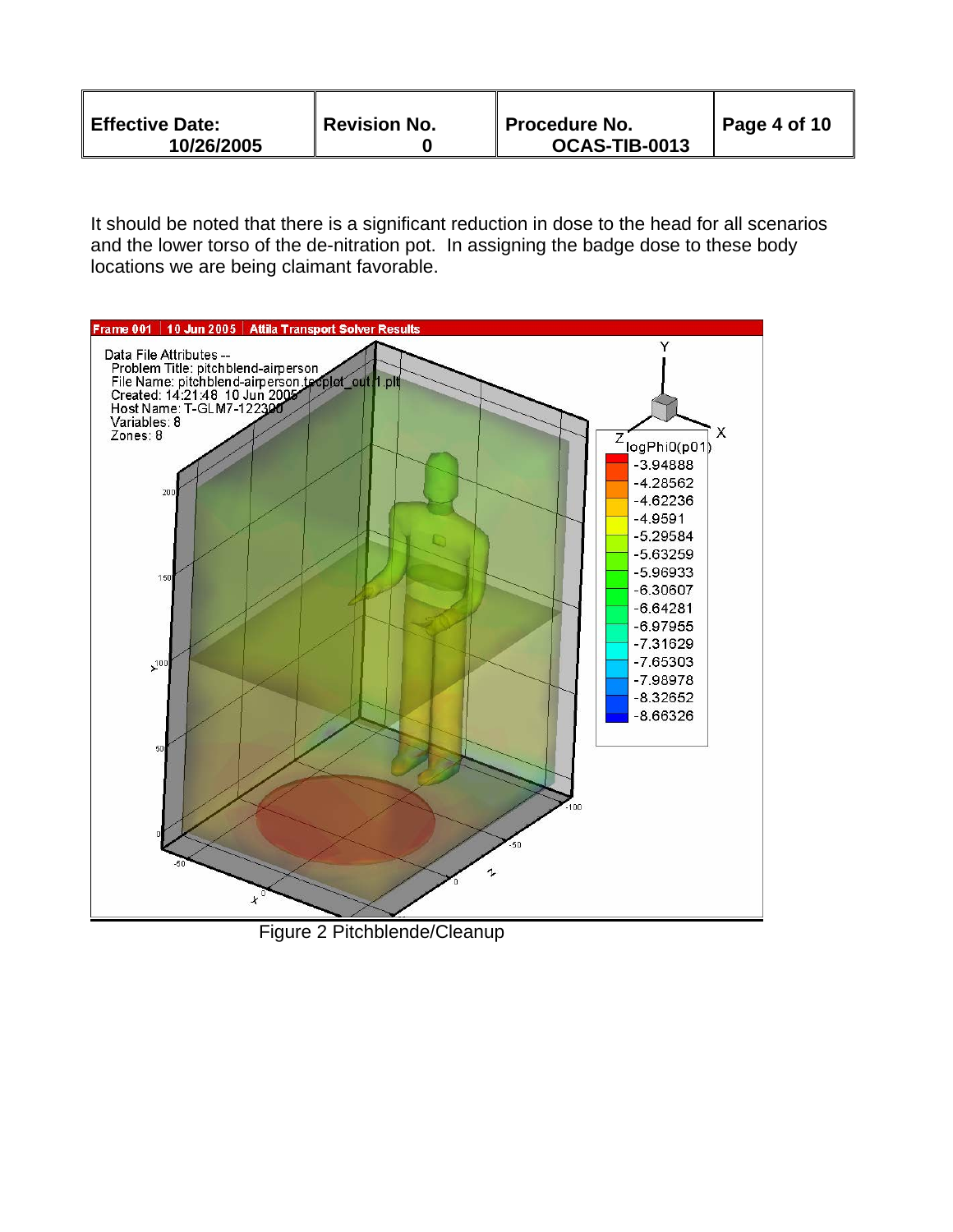It should be noted that there is a significant reduction in dose to the head for all scenarios and the lower torso of the de-nitration pot. In assigning the badge dose to these body locations we are being claimant favorable.

Figure 2 Pitchblende/Cleanup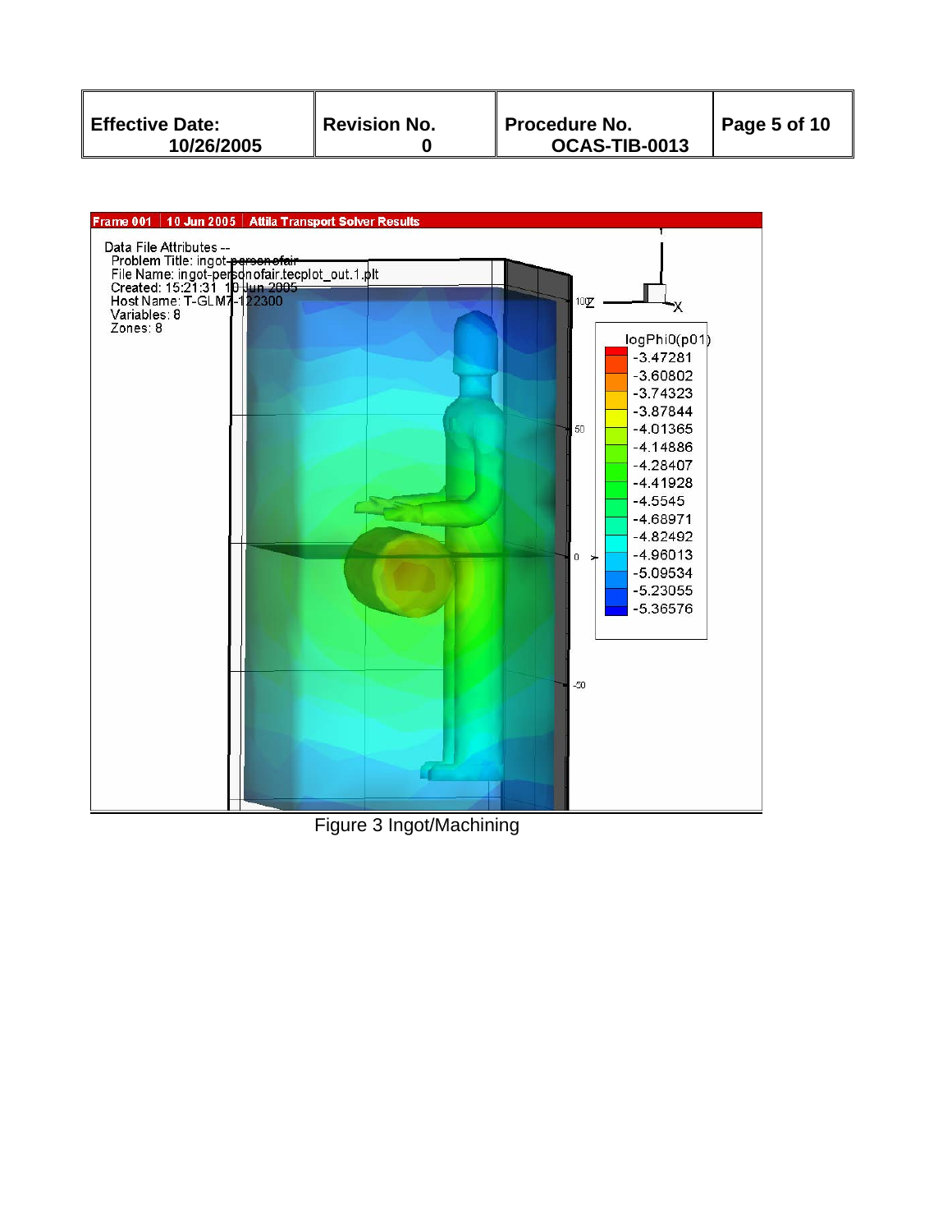Figure 3 Ingot/Machining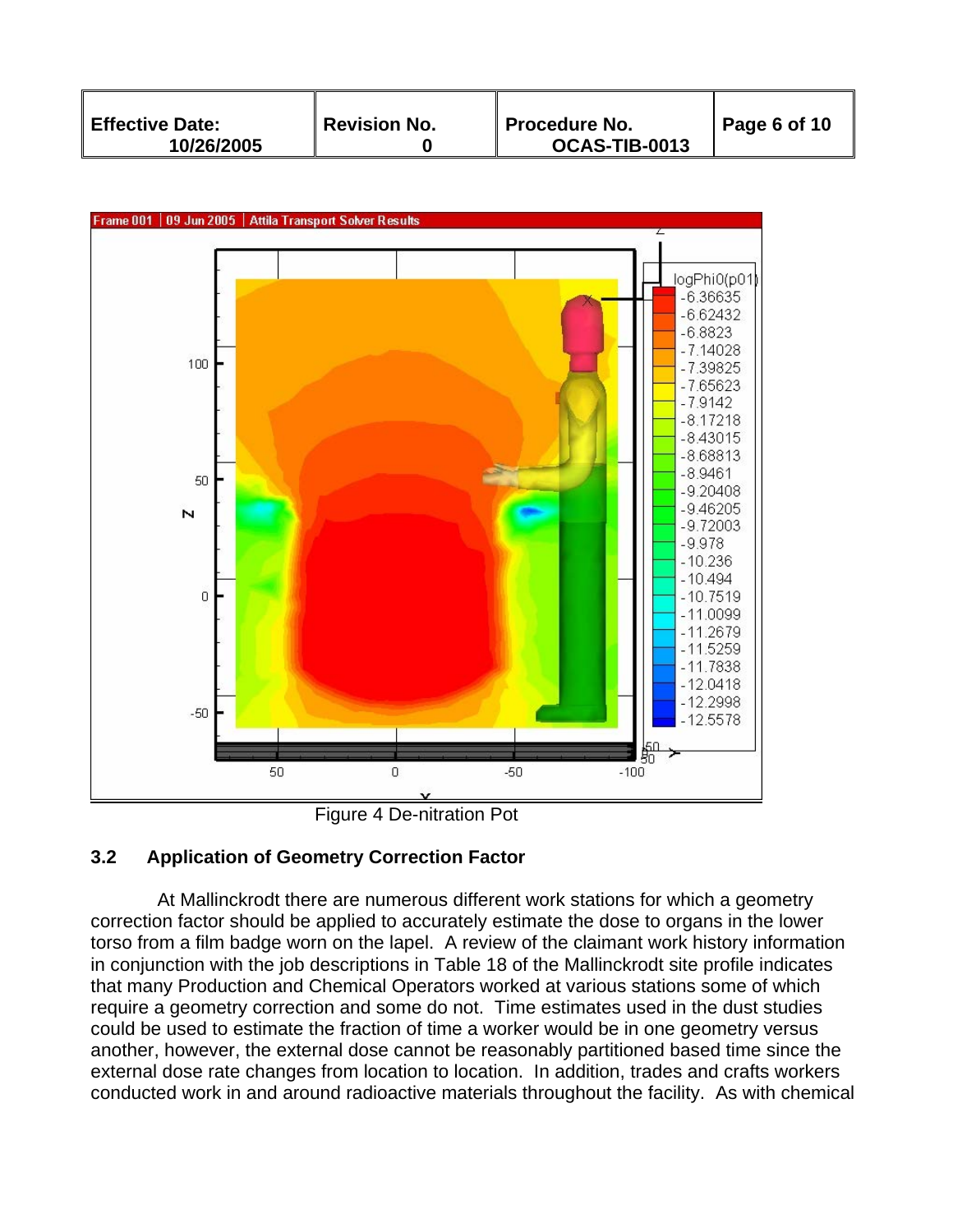Figure 4 De-nitration Pot

### 3.2 Application of Geometry Correction Factor

At Mallinckrodt there are numerous different work stations for which a geometry correction factor should be applied to accurately estimate the dose to organs in the lower torso from a film badge worn on the lapel. A review of the claimant work history information in conjunction with the job descriptions in Table 18 of the Mallinckrodt site profile indicates that many Production and Chemical Operators worked at various stations some of which require a geometry correction and some do not. Time estimates used in the dust studies could be used to estimate the fraction of time a worker would be in one geometry versus another, however, the external dose cannot be reasonably partitioned based time since the external dose rate changes from location to location. In addition, trades and crafts workers conducted work in and around radioactive materials throughout the facility. As with chemical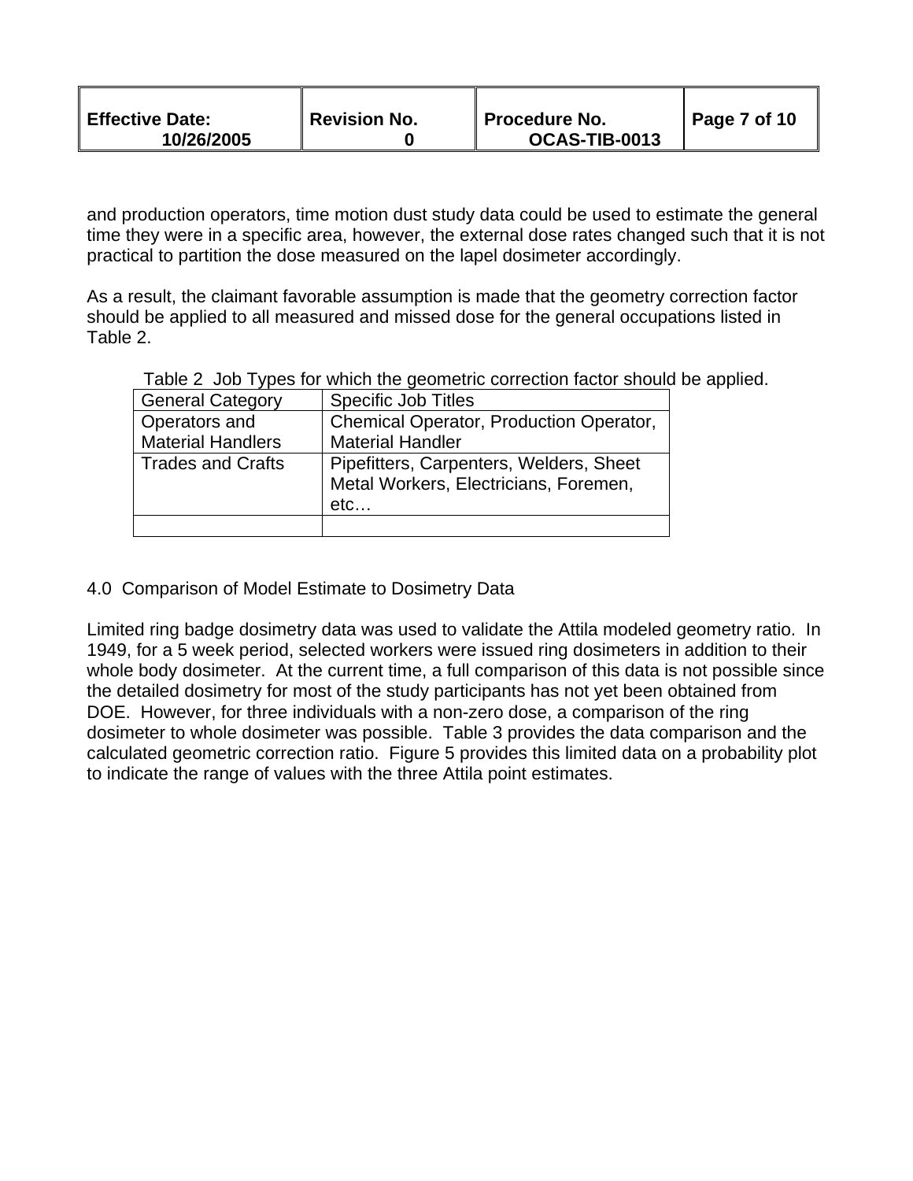and production operators, time motion dust study data could be used to estimate the general time they were in a specific area, however, the external dose rates changed such that it is not practical to partition the dose measured on the lapel dosimeter accordingly.

As a result, the claimant favorable assumption is made that the geometry correction factor should be applied to all measured and missed dose for the general occupations listed in Table 2.

Table 2 Job Types for which the geometric correction factor should be applied.

| General Category | Specific Job Titles |
| --- | --- |
| Operators and Material Handlers | Chemical Operator, Production Operator, Material Handler |
| Trades and Crafts | Pipefitters, Carpenters, Welders, Sheet Metal Workers, Electricians, Foremen, etc… |
| | |

## 4.0 Comparison of Model Estimate to Dosimetry Data

Limited ring badge dosimetry data was used to validate the Attila modeled geometry ratio. In 1949, for a 5 week period, selected workers were issued ring dosimeters in addition to their whole body dosimeter. At the current time, a full comparison of this data is not possible since the detailed dosimetry for most of the study participants has not yet been obtained from DOE. However, for three individuals with a non-zero dose, a comparison of the ring dosimeter to whole dosimeter was possible. Table 3 provides the data comparison and the calculated geometric correction ratio. Figure 5 provides this limited data on a probability plot to indicate the range of values with the three Attila point estimates.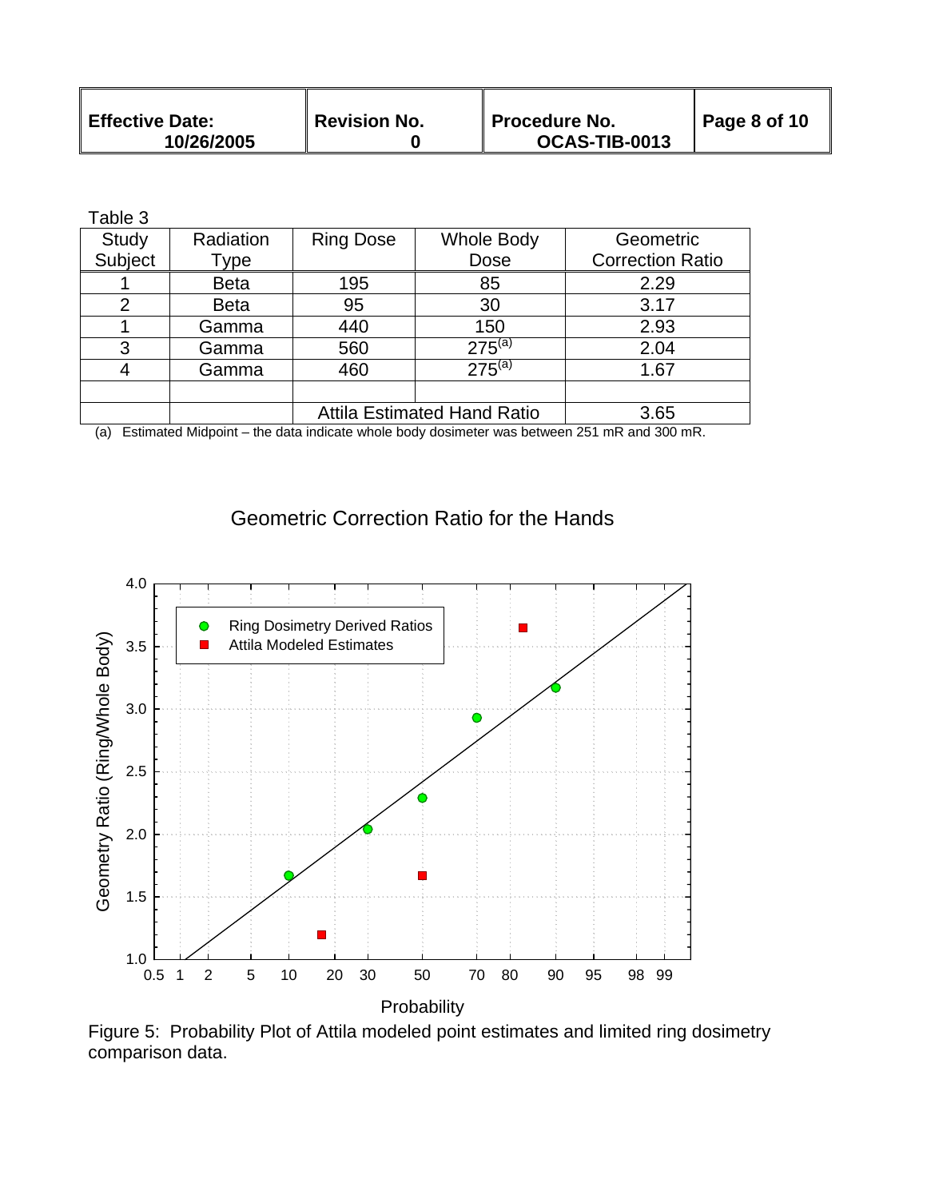Table 3

| Study Subject | Radiation Type | Ring Dose | Whole Body Dose | Geometric Correction Ratio |
|---|---|---|---|---|
| 1 | Beta | 195 | 85 | 2.29 |
| 2 | Beta | 95 | 30 | 3.17 |
| 1 | Gamma | 440 | 150 | 2.93 |
| 3 | Gamma | 560 | 275[(a)] | 2.04 |
| 4 | Gamma | 460 | 275[(a)] | 1.67 |
| | | | | |
| | | Attila Estimated Hand Ratio | | 3.65 |

(a) Estimated Midpoint – the data indicate whole body dosimeter was between 251 mR and 300 mR.

Geometric Correction Ratio for the Hands

Figure 5: Probability Plot of Attila modeled point estimates and limited ring dosimetry comparison data.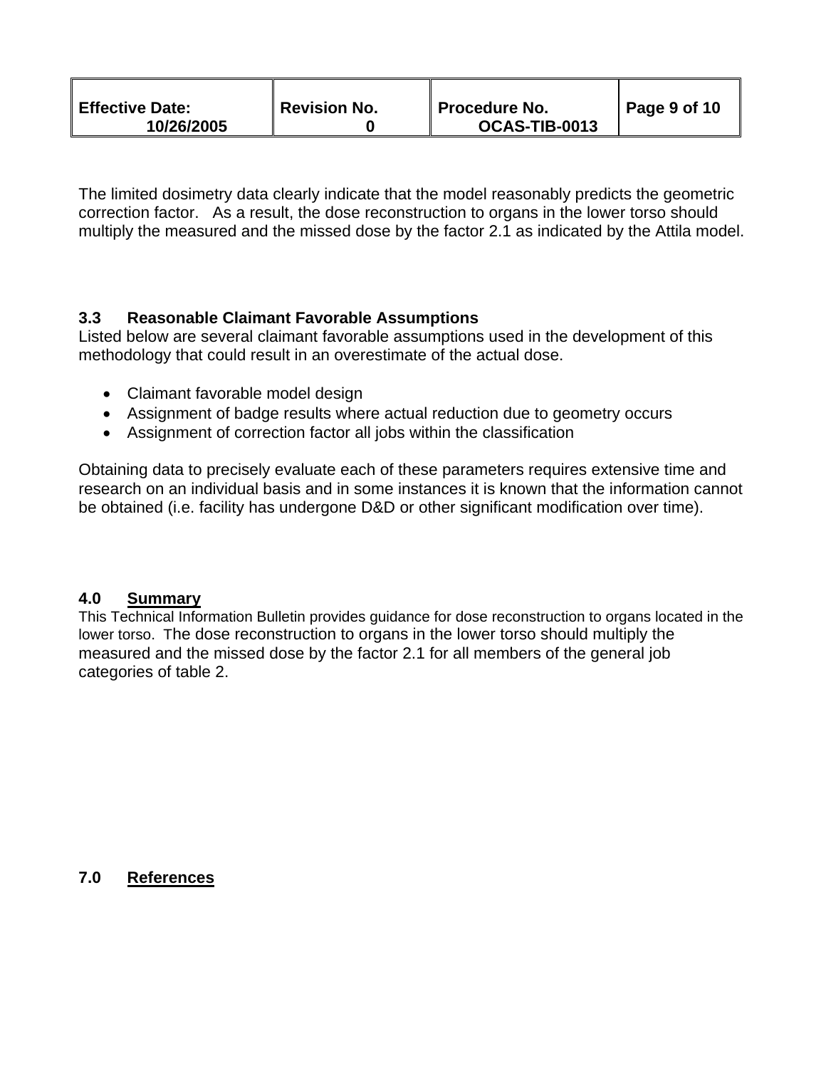The limited dosimetry data clearly indicate that the model reasonably predicts the geometric correction factor. As a result, the dose reconstruction to organs in the lower torso should multiply the measured and the missed dose by the factor 2.1 as indicated by the Attila model.

### 3.3 Reasonable Claimant Favorable Assumptions

Listed below are several claimant favorable assumptions used in the development of this methodology that could result in an overestimate of the actual dose.

- Claimant favorable model design
- Assignment of badge results where actual reduction due to geometry occurs
- Assignment of correction factor all jobs within the classification

Obtaining data to precisely evaluate each of these parameters requires extensive time and research on an individual basis and in some instances it is known that the information cannot be obtained (i.e. facility has undergone D&D or other significant modification over time).

## 4.0 Summary

This Technical Information Bulletin provides guidance for dose reconstruction to organs located in the lower torso. The dose reconstruction to organs in the lower torso should multiply the measured and the missed dose by the factor 2.1 for all members of the general job categories of table 2.

## 7.0 References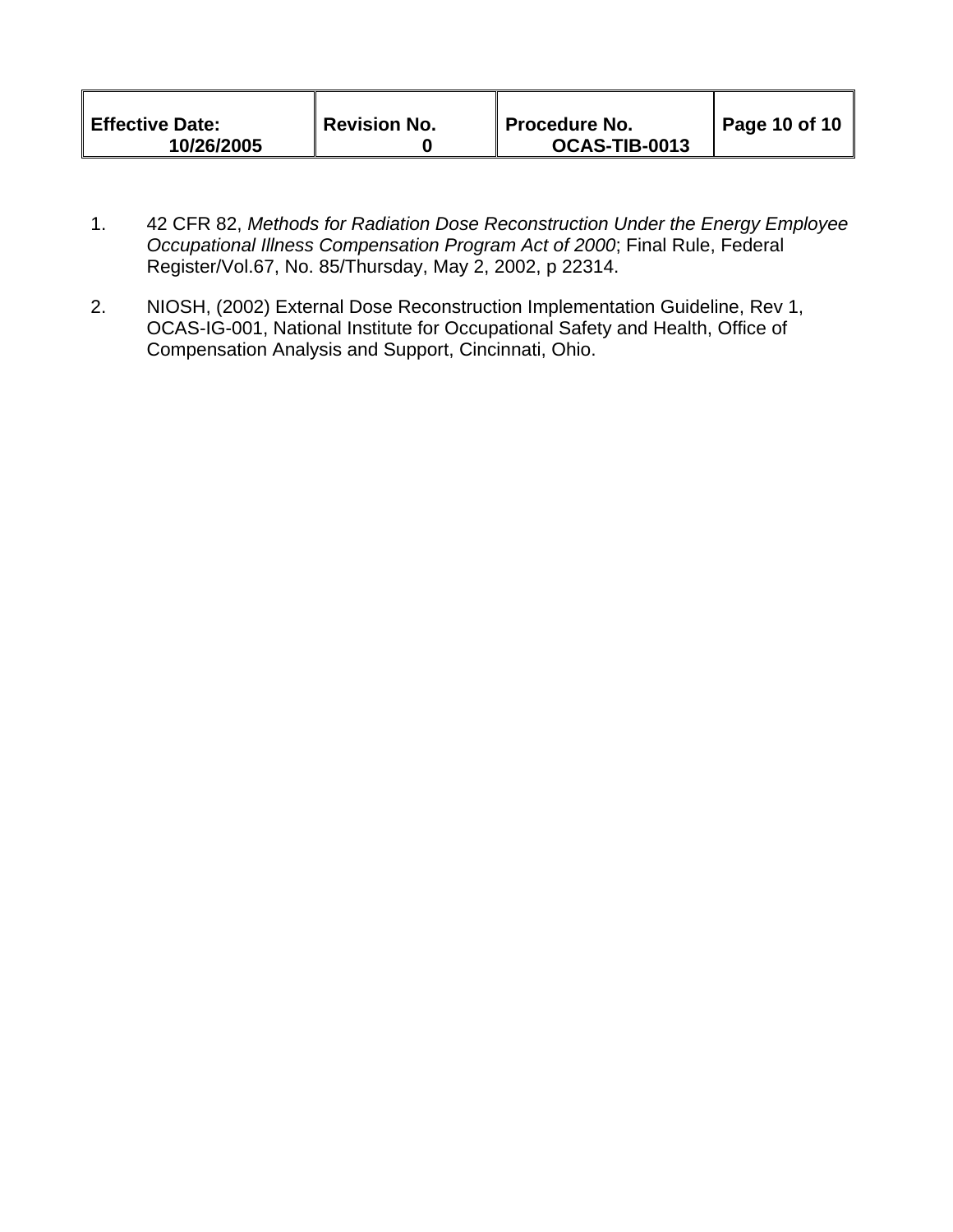1. 42 CFR 82, *Methods for Radiation Dose Reconstruction Under the Energy Employee Occupational Illness Compensation Program Act of 2000*; Final Rule, Federal Register/Vol.67, No. 85/Thursday, May 2, 2002, p 22314.

2. NIOSH, (2002) External Dose Reconstruction Implementation Guideline, Rev 1, OCAS-IG-001, National Institute for Occupational Safety and Health, Office of Compensation Analysis and Support, Cincinnati, Ohio.